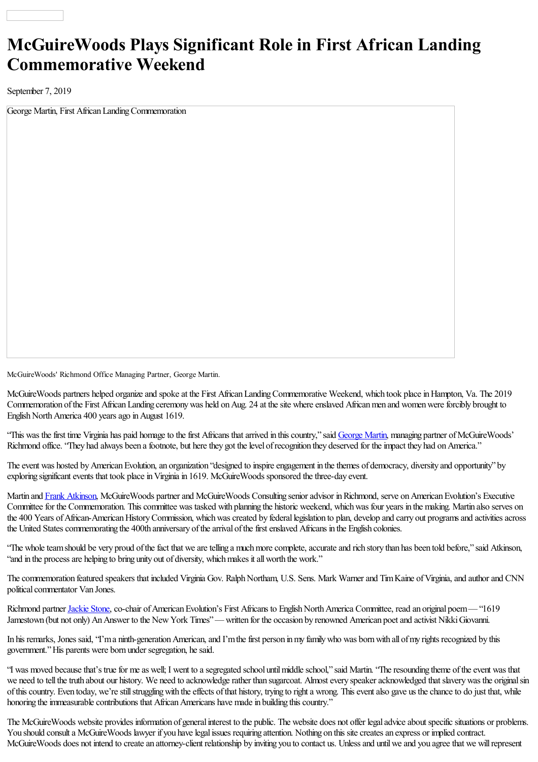# McGuireWoods Plays Significant Role in First African Landing Commemorative Weekend

September 7, 2019

George Martin, First African Landing Commemoration

McGuireWoods' Richmond Office Managing Partner, George Martin.

McGuireWoods partners helped organize and spoke at the First African Landing Commemorative Weekend, which took place in Hampton, Va. The 2019 Commemoration of the First African Landing ceremony was held on Aug. 24 at the site where enslaved African men and women were forcibly brought to English North America 400 years ago in August 1619.

"This was the first time Virginia has paid homage to the first Africans that arrived in this country," said George Martin, managing partner of McGuireWoods' Richmond office. "They had always been a footnote, but here they got the level of recognition they deserved for the impact they had on America."

The event was hosted by American Evolution, an organization "designed to inspire engagement in the themes of democracy, diversity and opportunity" by exploring significant events that took place in Virginia in 1619. McGuireWoods sponsored the three-day event.

Martin and Frank Atkinson, McGuireWoods partner and McGuireWoods Consulting senior advisor in Richmond, serve on American Evolution's Executive Committee for the Commemoration. This committee was tasked with planning the historic weekend, which was four years in the making. Martin also serves on the 400 Years of African-American History Commission, which was created by federal legislation to plan, develop and carry out programs and activities across the United States commemorating the 400th anniversary of the arrival of the first enslaved Africans in the English colonies.

"The whole team should be very proud of the fact that we are telling a much more complete, accurate and rich story than has been told before," said Atkinson, "and in the process are helping to bring unity out of diversity, which makes it all worth the work."

The commemoration featured speakers that included Virginia Gov. Ralph Northam, U.S. Sens. Mark Warner and Tim Kaine of Virginia, and author and CNN political commentator Van Jones.

Richmond partner Jackie Stone, co-chair of American Evolution's First Africans to English North America Committee, read an original poem — "1619 Jamestown (but not only) An Answer to the New York Times" — written for the occasion by renowned American poet and activist Nikki Giovanni.

In his remarks, Jones said, "I'm a ninth-generation American, and I'm the first person in my family who was born with all of my rights recognized by this government." His parents were born under segregation, he said.

"I was moved because that's true for me as well; I went to a segregated school until middle school," said Martin. "The resounding theme of the event was that we need to tell the truth about our history. We need to acknowledge rather than sugarcoat. Almost every speaker acknowledged that slavery was the original sin of this country. Even today, we're still struggling with the effects of that history, trying to right a wrong. This event also gave us the chance to do just that, while honoring the immeasurable contributions that African Americans have made in building this country."

The McGuireWoods website provides information of general interest to the public. The website does not offer legal advice about specific situations or problems. You should consult a McGuireWoods lawyer if you have legal issues requiring attention. Nothing on this site creates an express or implied contract. McGuireWoods does not intend to create an attorney-client relationship by inviting you to contact us. Unless and until we and you agree that we will represent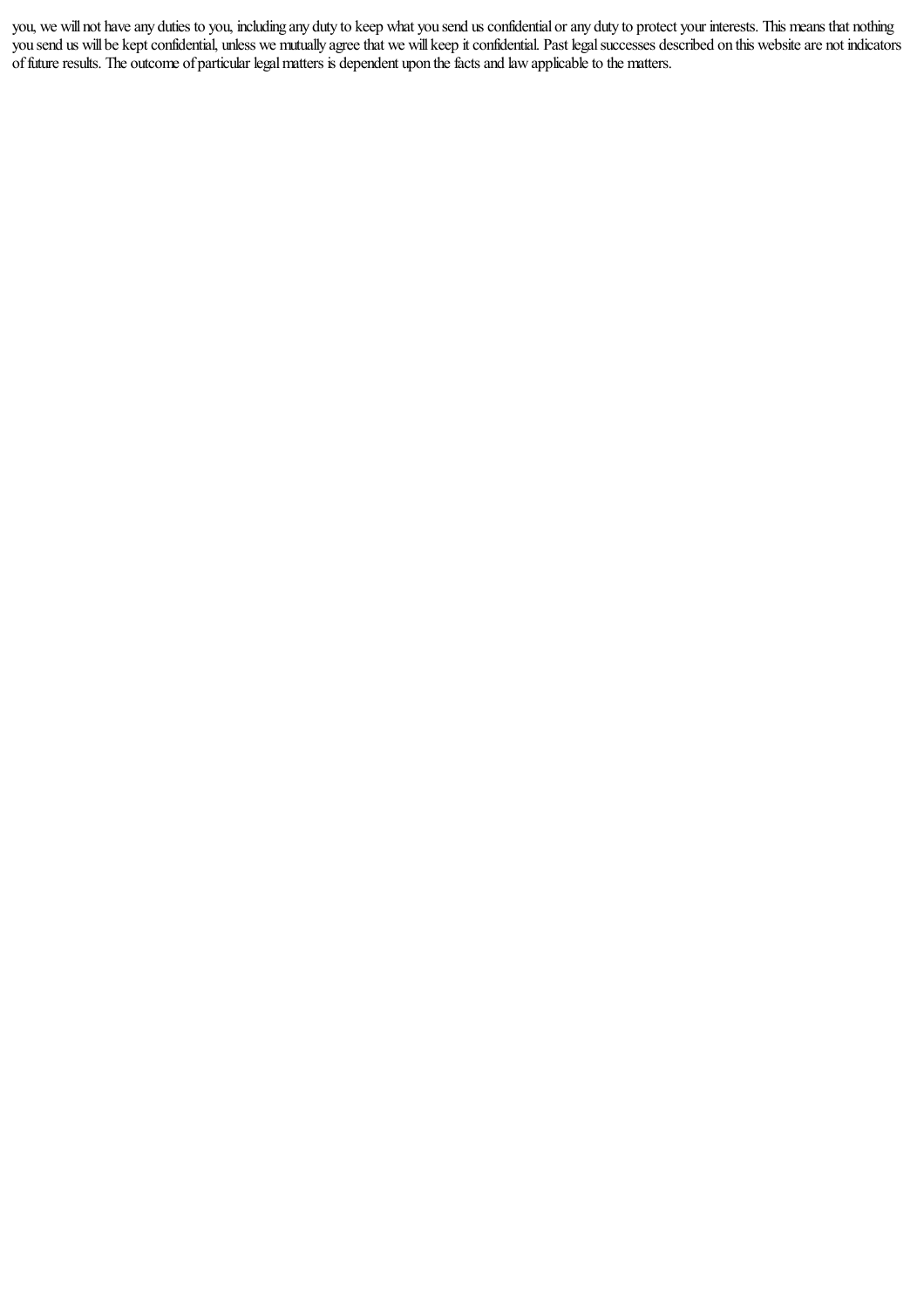you, we will not have any duties to you, including any duty to keep what you send us confidential or any duty to protect your interests. This means that nothing you send us will be kept confidential, unless we mutually agree that we will keep it confidential. Past legal successes described on this website are not indicators of future results. The outcome of particular legal matters is dependent upon the facts and law applicable to the matters.